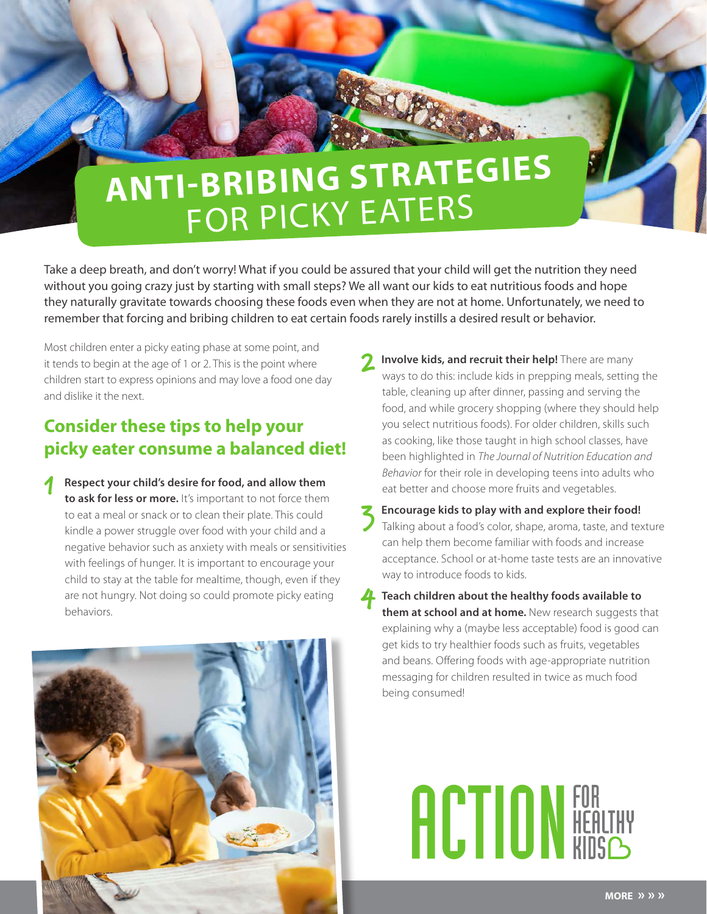# ANTI-BRIBING STRATEGIES FOR PICKY EATERS

Take a deep breath, and don't worry! What if you could be assured that your child will get the nutrition they need without you going crazy just by starting with small steps? We all want our kids to eat nutritious foods and hope they naturally gravitate towards choosing these foods even when they are not at home. Unfortunately, we need to remember that forcing and bribing children to eat certain foods rarely instills a desired result or behavior.

Most children enter a picky eating phase at some point, and it tends to begin at the age of 1 or 2. This is the point where children start to express opinions and may love a food one day and dislike it the next.

## Consider these tips to help your picky eater consume a balanced diet!

1. **Respect your child's desire for food, and allow them to ask for less or more.** It's important to not force them to eat a meal or snack or to clean their plate. This could kindle a power struggle over food with your child and a negative behavior such as anxiety with meals or sensitivities with feelings of hunger. It is important to encourage your child to stay at the table for mealtime, though, even if they are not hungry. Not doing so could promote picky eating behaviors.

2. **Involve kids, and recruit their help!** There are many ways to do this: include kids in prepping meals, setting the table, cleaning up after dinner, passing and serving the food, and while grocery shopping (where they should help you select nutritious foods). For older children, skills such as cooking, like those taught in high school classes, have been highlighted in *The Journal of Nutrition Education and Behavior* for their role in developing teens into adults who eat better and choose more fruits and vegetables.

3. **Encourage kids to play with and explore their food!** Talking about a food's color, shape, aroma, taste, and texture can help them become familiar with foods and increase acceptance. School or at-home taste tests are an innovative way to introduce foods to kids.

4. **Teach children about the healthy foods available to them at school and at home.** New research suggests that explaining why a (maybe less acceptable) food is good can get kids to try healthier foods such as fruits, vegetables and beans. Offering foods with age-appropriate nutrition messaging for children resulted in twice as much food being consumed!

ACTION FOR HEALTHY KIDS

MORE » » »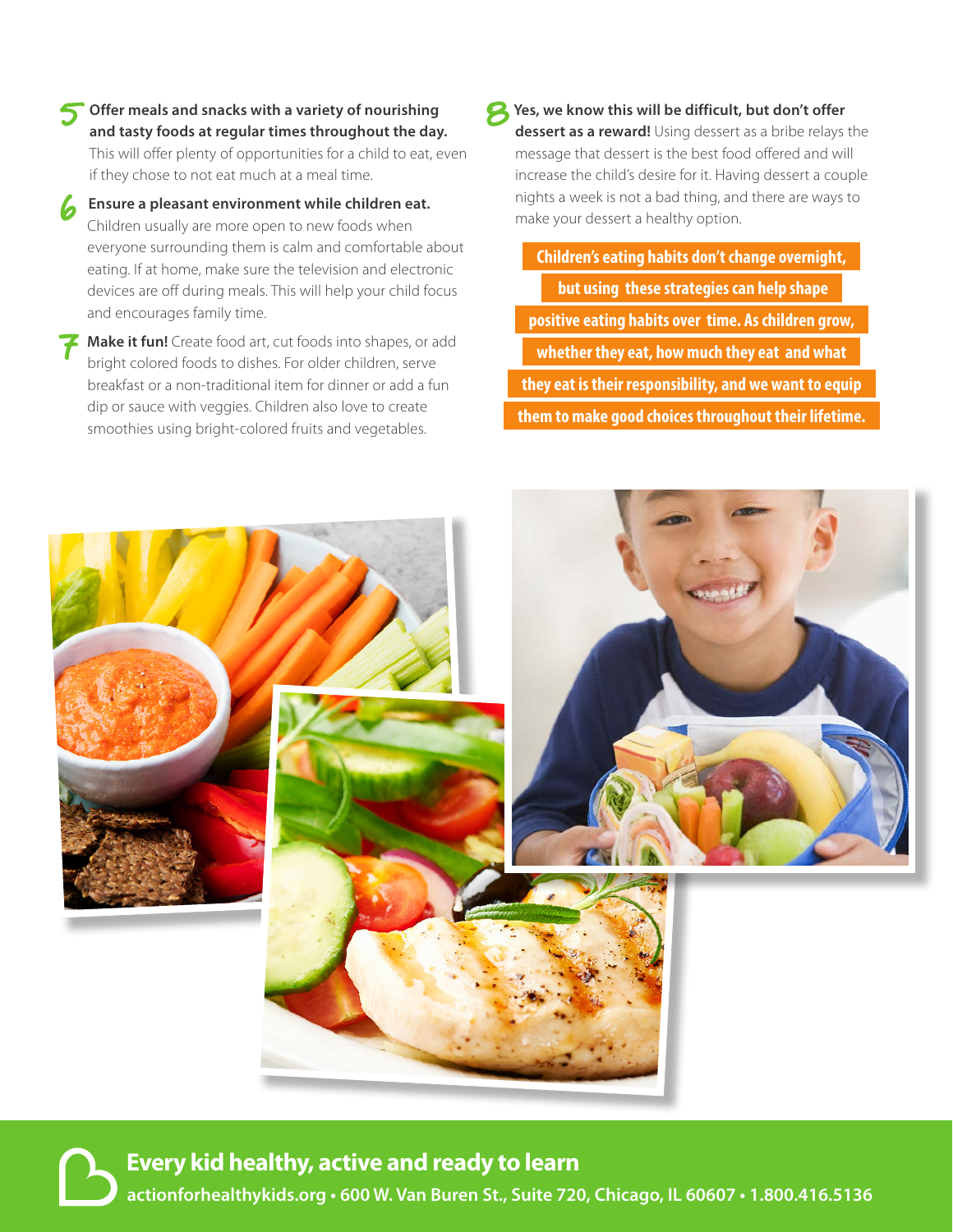5. **Offer meals and snacks with a variety of nourishing and tasty foods at regular times throughout the day.** This will offer plenty of opportunities for a child to eat, even if they chose to not eat much at a meal time.

6. **Ensure a pleasant environment while children eat.** Children usually are more open to new foods when everyone surrounding them is calm and comfortable about eating. If at home, make sure the television and electronic devices are off during meals. This will help your child focus and encourages family time.

7. **Make it fun!** Create food art, cut foods into shapes, or add bright colored foods to dishes. For older children, serve breakfast or a non-traditional item for dinner or add a fun dip or sauce with veggies. Children also love to create smoothies using bright-colored fruits and vegetables.

8. **Yes, we know this will be difficult, but don't offer dessert as a reward!** Using dessert as a bribe relays the message that dessert is the best food offered and will increase the child's desire for it. Having dessert a couple nights a week is not a bad thing, and there are ways to make your dessert a healthy option.

**Children's eating habits don't change overnight, but using these strategies can help shape positive eating habits over time. As children grow, whether they eat, how much they eat and what they eat is their responsibility, and we want to equip them to make good choices throughout their lifetime.**

**Every kid healthy, active and ready to learn**

**actionforhealthykids.org • 600 W. Van Buren St., Suite 720, Chicago, IL 60607 • 1.800.416.5136**